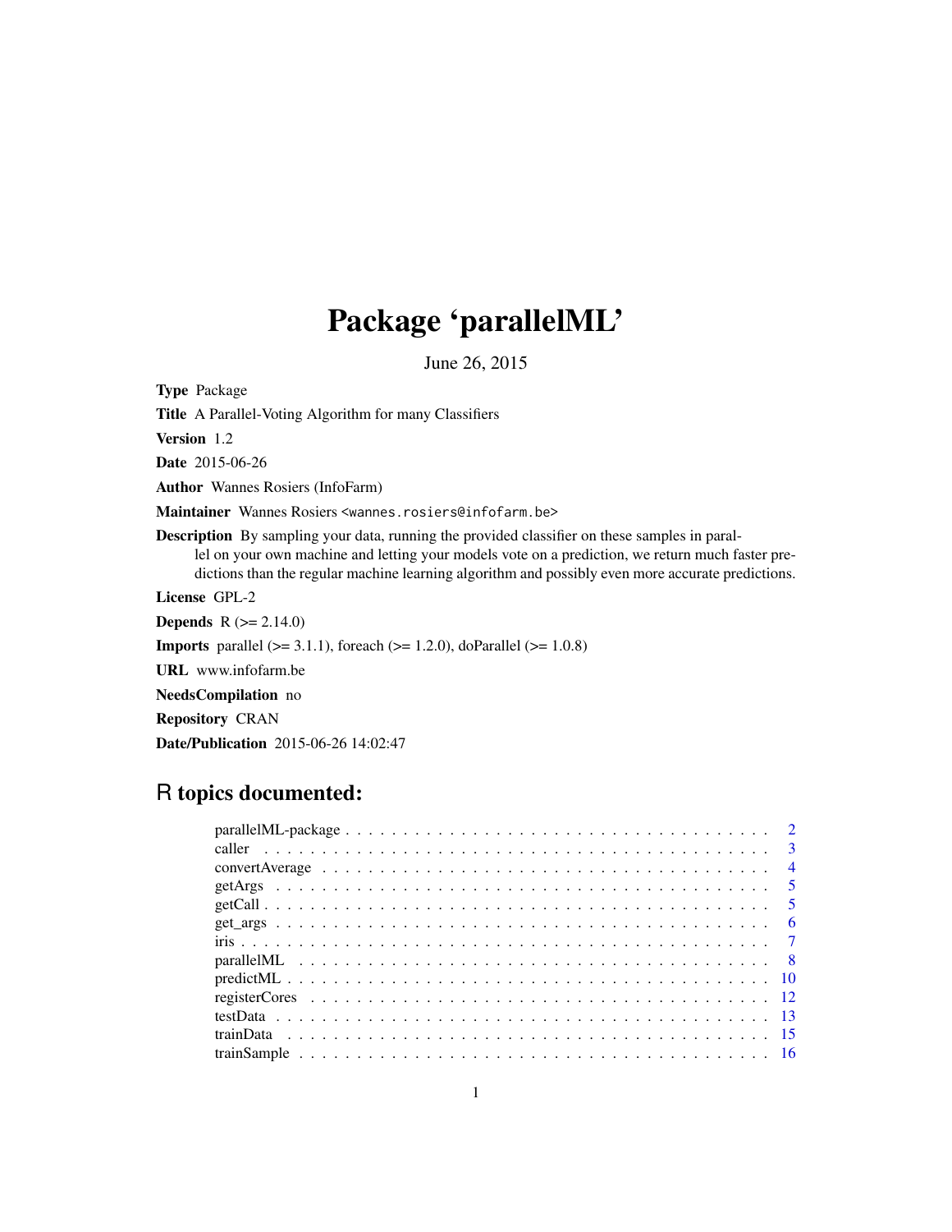# Package 'parallelML'

June 26, 2015

**Type** Package

**Title** A Parallel-Voting Algorithm for many Classifiers

**Version** 1.2

**Date** 2015-06-26

**Author** Wannes Rosiers (InfoFarm)

**Maintainer** Wannes Rosiers <wannes.rosiers@infofarm.be>

**Description** By sampling your data, running the provided classifier on these samples in parallel on your own machine and letting your models vote on a prediction, we return much faster predictions than the regular machine learning algorithm and possibly even more accurate predictions.

**License** GPL-2

**Depends** R (>= 2.14.0)

**Imports** parallel (>= 3.1.1), foreach (>= 1.2.0), doParallel (>= 1.0.8)

**URL** www.infofarm.be

**NeedsCompilation** no

**Repository** CRAN

**Date/Publication** 2015-06-26 14:02:47

## R topics documented:

| | |
|---|---|
| parallelML-package | 2 |
| caller | 3 |
| convertAverage | 4 |
| getArgs | 5 |
| getCall | 5 |
| get_args | 6 |
| iris | 7 |
| parallelML | 8 |
| predictML | 10 |
| registerCores | 12 |
| testData | 13 |
| trainData | 15 |
| trainSample | 16 |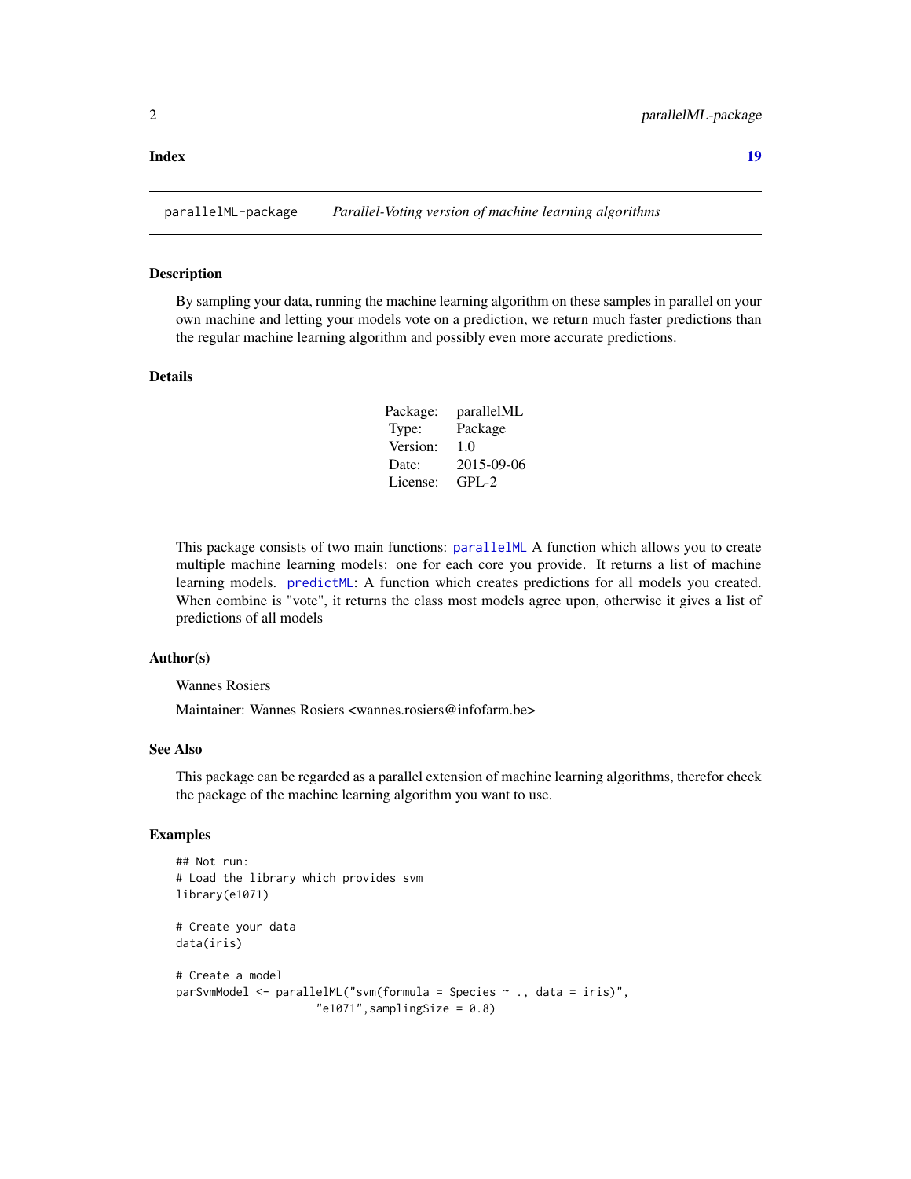**Index** **19**

---

parallelML-package *Parallel-Voting version of machine learning algorithms*

---

### Description

By sampling your data, running the machine learning algorithm on these samples in parallel on your own machine and letting your models vote on a prediction, we return much faster predictions than the regular machine learning algorithm and possibly even more accurate predictions.

### Details

| | |
|---|---|
| Package: | parallelML |
| Type: | Package |
| Version: | 1.0 |
| Date: | 2015-09-06 |
| License: | GPL-2 |

This package consists of two main functions: `parallelML` A function which allows you to create multiple machine learning models: one for each core you provide. It returns a list of machine learning models. `predictML`: A function which creates predictions for all models you created. When combine is "vote", it returns the class most models agree upon, otherwise it gives a list of predictions of all models

### Author(s)

Wannes Rosiers

Maintainer: Wannes Rosiers <wannes.rosiers@infofarm.be>

### See Also

This package can be regarded as a parallel extension of machine learning algorithms, therefor check the package of the machine learning algorithm you want to use.

### Examples

```
## Not run:
# Load the library which provides svm
library(e1071)

# Create your data
data(iris)

# Create a model
parSvmModel <- parallelML("svm(formula = Species ~ ., data = iris)",
                    "e1071",samplingSize = 0.8)
```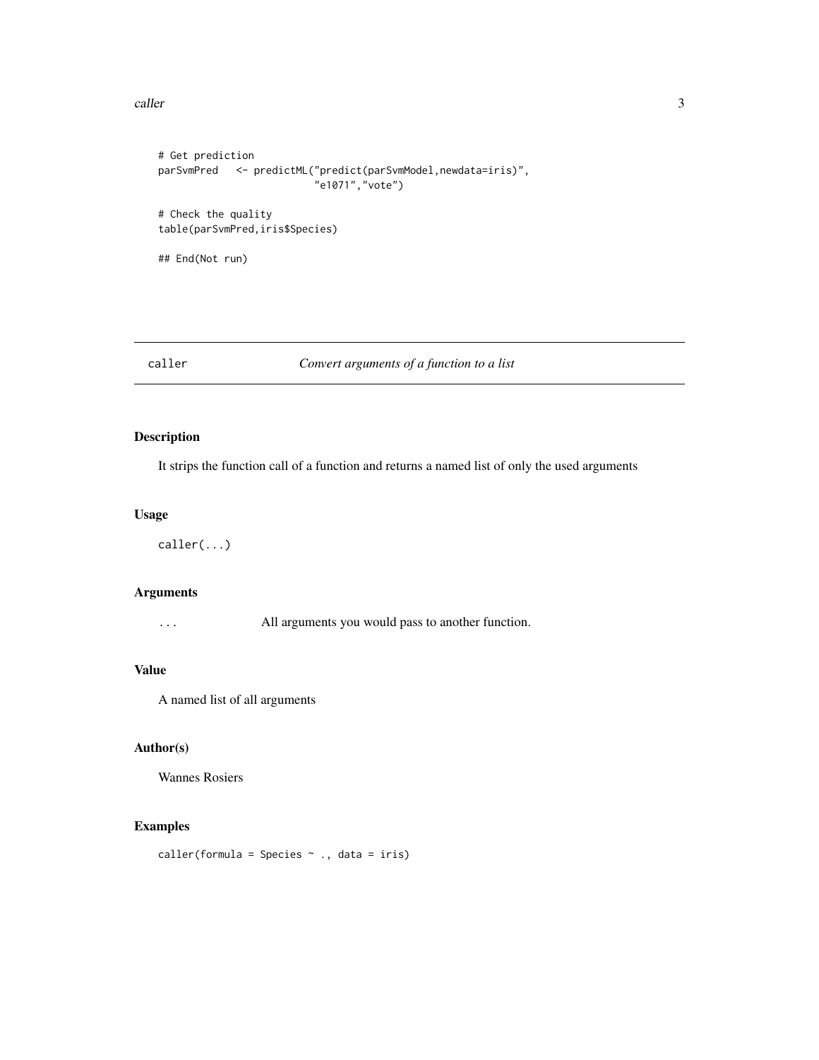```
# Get prediction
parSvmPred   <- predictML("predict(parSvmModel,newdata=iris)",
                          "e1071","vote")

# Check the quality
table(parSvmPred,iris$Species)

## End(Not run)
```

---

## caller — *Convert arguments of a function to a list*

### Description

It strips the function call of a function and returns a named list of only the used arguments

### Usage

```
caller(...)
```

### Arguments

| | |
|---|---|
| `...` | All arguments you would pass to another function. |

### Value

A named list of all arguments

### Author(s)

Wannes Rosiers

### Examples

```
caller(formula = Species ~ ., data = iris)
```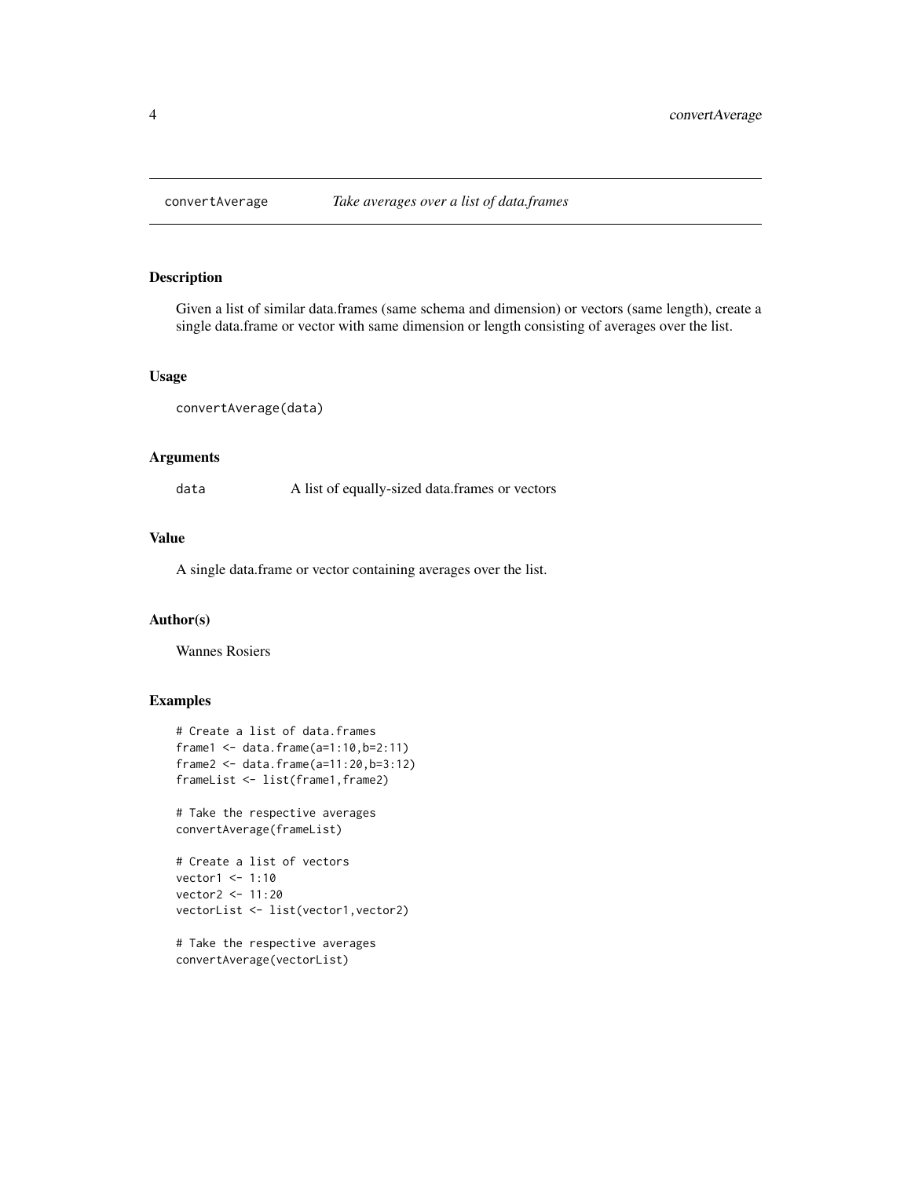## convertAverage *Take averages over a list of data.frames*

### Description

Given a list of similar data.frames (same schema and dimension) or vectors (same length), create a single data.frame or vector with same dimension or length consisting of averages over the list.

### Usage

```
convertAverage(data)
```

### Arguments

| | |
|---|---|
| data | A list of equally-sized data.frames or vectors |

### Value

A single data.frame or vector containing averages over the list.

### Author(s)

Wannes Rosiers

### Examples

```
# Create a list of data.frames
frame1 <- data.frame(a=1:10,b=2:11)
frame2 <- data.frame(a=11:20,b=3:12)
frameList <- list(frame1,frame2)

# Take the respective averages
convertAverage(frameList)

# Create a list of vectors
vector1 <- 1:10
vector2 <- 11:20
vectorList <- list(vector1,vector2)

# Take the respective averages
convertAverage(vectorList)
```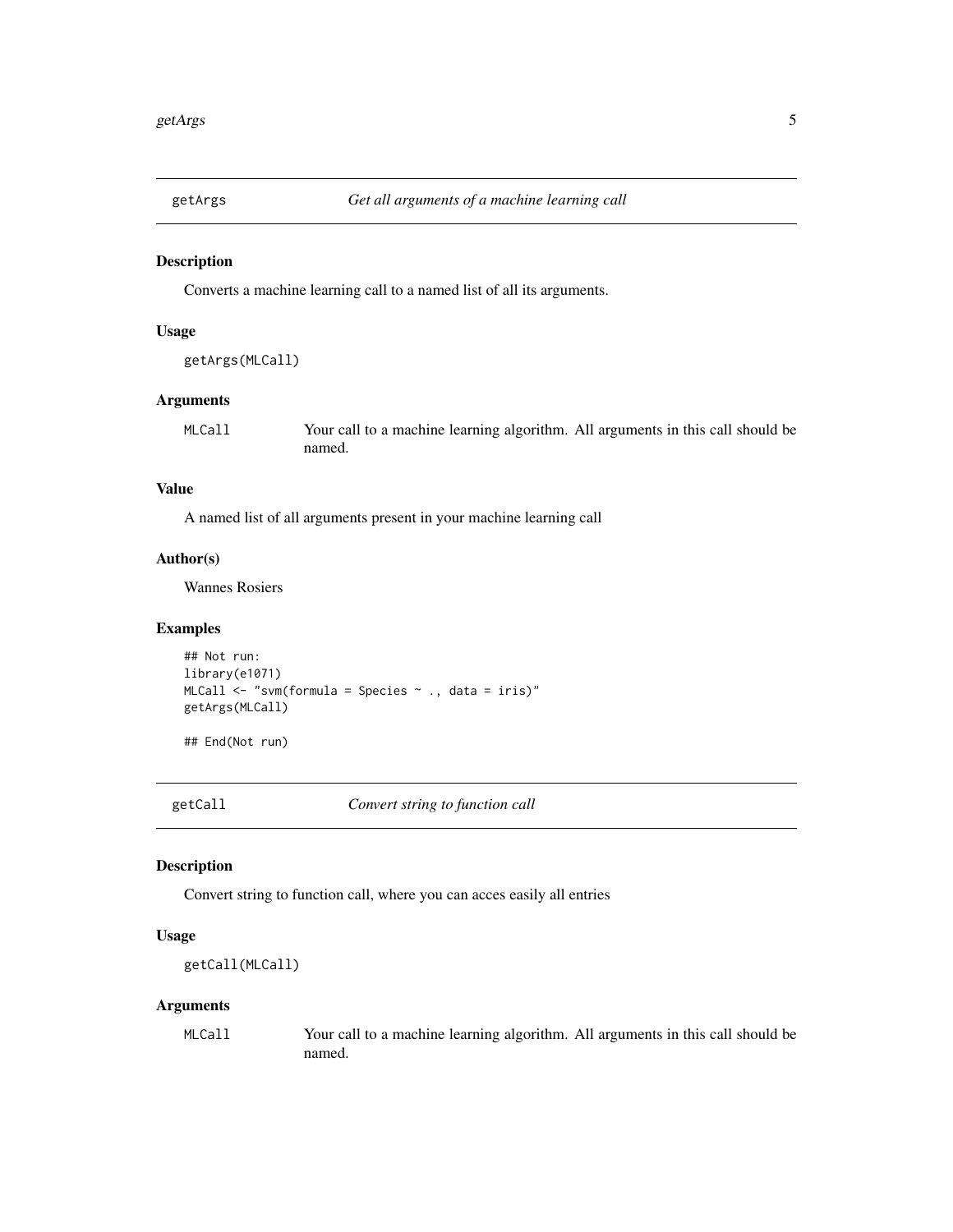## getArgs — *Get all arguments of a machine learning call*

### Description

Converts a machine learning call to a named list of all its arguments.

### Usage

```
getArgs(MLCall)
```

### Arguments

| | |
|---|---|
| MLCall | Your call to a machine learning algorithm. All arguments in this call should be named. |

### Value

A named list of all arguments present in your machine learning call

### Author(s)

Wannes Rosiers

### Examples

```
## Not run:
library(e1071)
MLCall <- "svm(formula = Species ~ ., data = iris)"
getArgs(MLCall)

## End(Not run)
```

## getCall — *Convert string to function call*

### Description

Convert string to function call, where you can acces easily all entries

### Usage

```
getCall(MLCall)
```

### Arguments

| | |
|---|---|
| MLCall | Your call to a machine learning algorithm. All arguments in this call should be named. |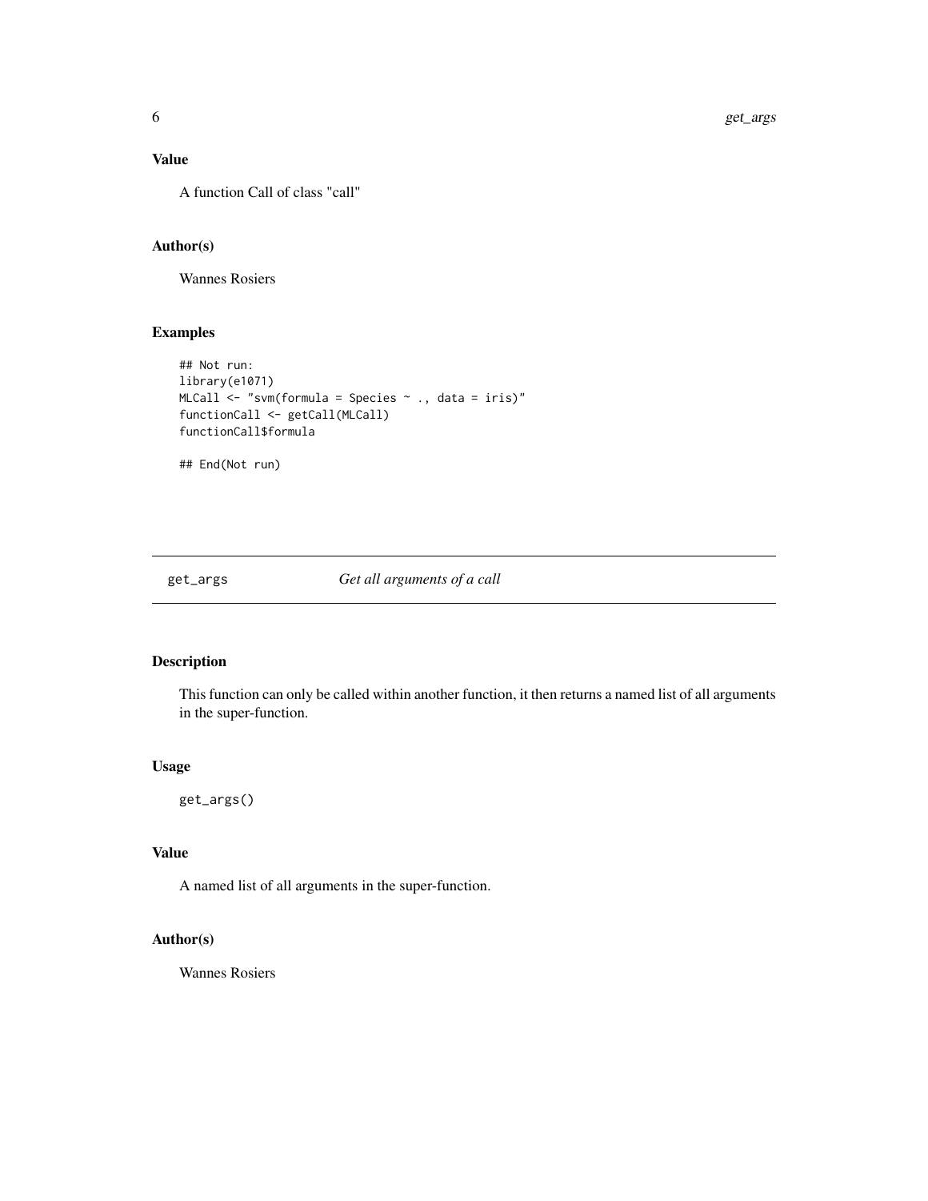### Value

A function Call of class "call"

### Author(s)

Wannes Rosiers

### Examples

```
## Not run:
library(e1071)
MLCall <- "svm(formula = Species ~ ., data = iris)"
functionCall <- getCall(MLCall)
functionCall$formula

## End(Not run)
```

---

## get_args &nbsp;&nbsp;&nbsp;&nbsp; *Get all arguments of a call*

---

### Description

This function can only be called within another function, it then returns a named list of all arguments in the super-function.

### Usage

```
get_args()
```

### Value

A named list of all arguments in the super-function.

### Author(s)

Wannes Rosiers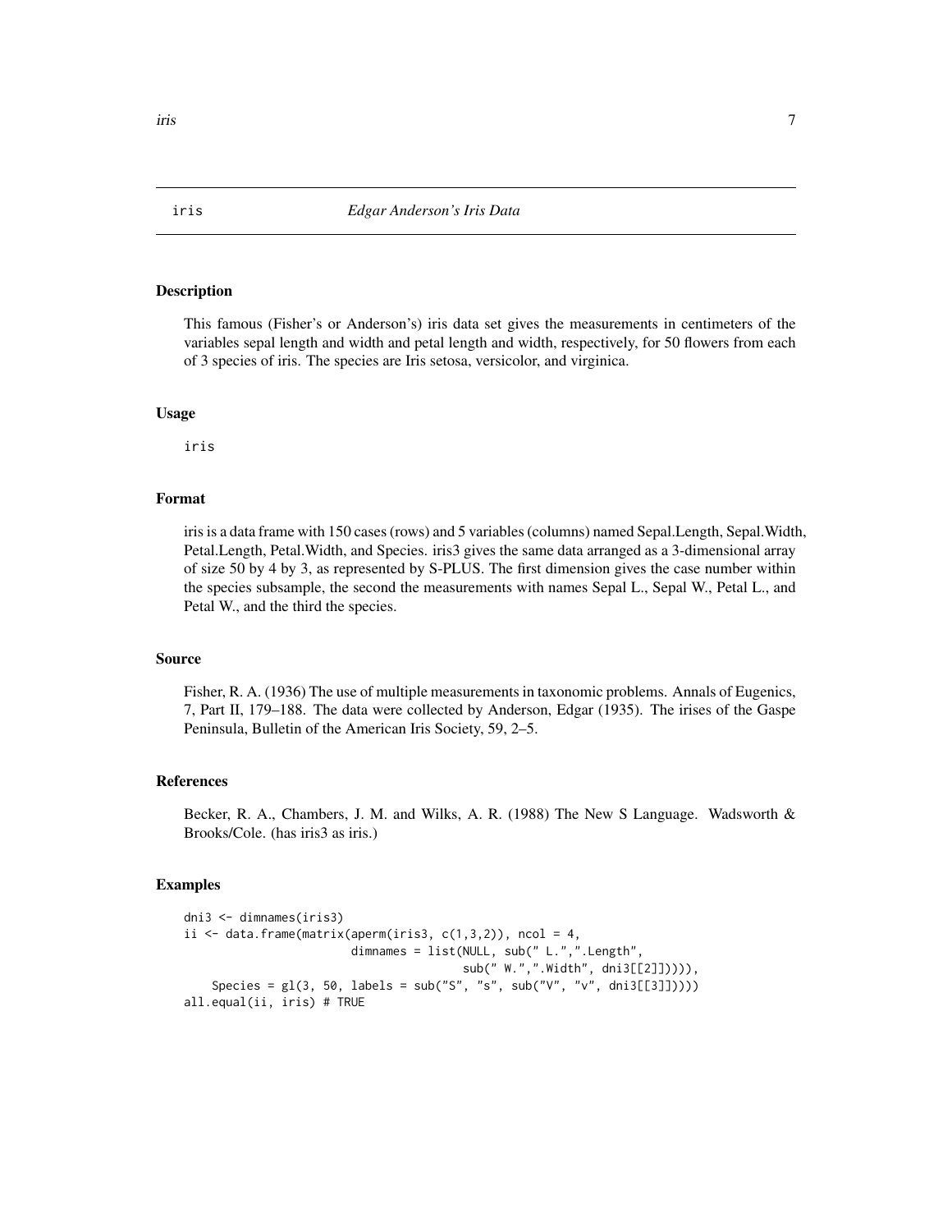iris    *Edgar Anderson's Iris Data*

### Description

This famous (Fisher's or Anderson's) iris data set gives the measurements in centimeters of the variables sepal length and width and petal length and width, respectively, for 50 flowers from each of 3 species of iris. The species are Iris setosa, versicolor, and virginica.

### Usage

```
iris
```

### Format

iris is a data frame with 150 cases (rows) and 5 variables (columns) named Sepal.Length, Sepal.Width, Petal.Length, Petal.Width, and Species. iris3 gives the same data arranged as a 3-dimensional array of size 50 by 4 by 3, as represented by S-PLUS. The first dimension gives the case number within the species subsample, the second the measurements with names Sepal L., Sepal W., Petal L., and Petal W., and the third the species.

### Source

Fisher, R. A. (1936) The use of multiple measurements in taxonomic problems. Annals of Eugenics, 7, Part II, 179–188. The data were collected by Anderson, Edgar (1935). The irises of the Gaspe Peninsula, Bulletin of the American Iris Society, 59, 2–5.

### References

Becker, R. A., Chambers, J. M. and Wilks, A. R. (1988) The New S Language. Wadsworth & Brooks/Cole. (has iris3 as iris.)

### Examples

```
dni3 <- dimnames(iris3)
ii <- data.frame(matrix(aperm(iris3, c(1,3,2)), ncol = 4,
                        dimnames = list(NULL, sub(" L.",".Length",
                                        sub(" W.",".Width", dni3[[2]])))),
    Species = gl(3, 50, labels = sub("S", "s", sub("V", "v", dni3[[3]]))))
all.equal(ii, iris) # TRUE
```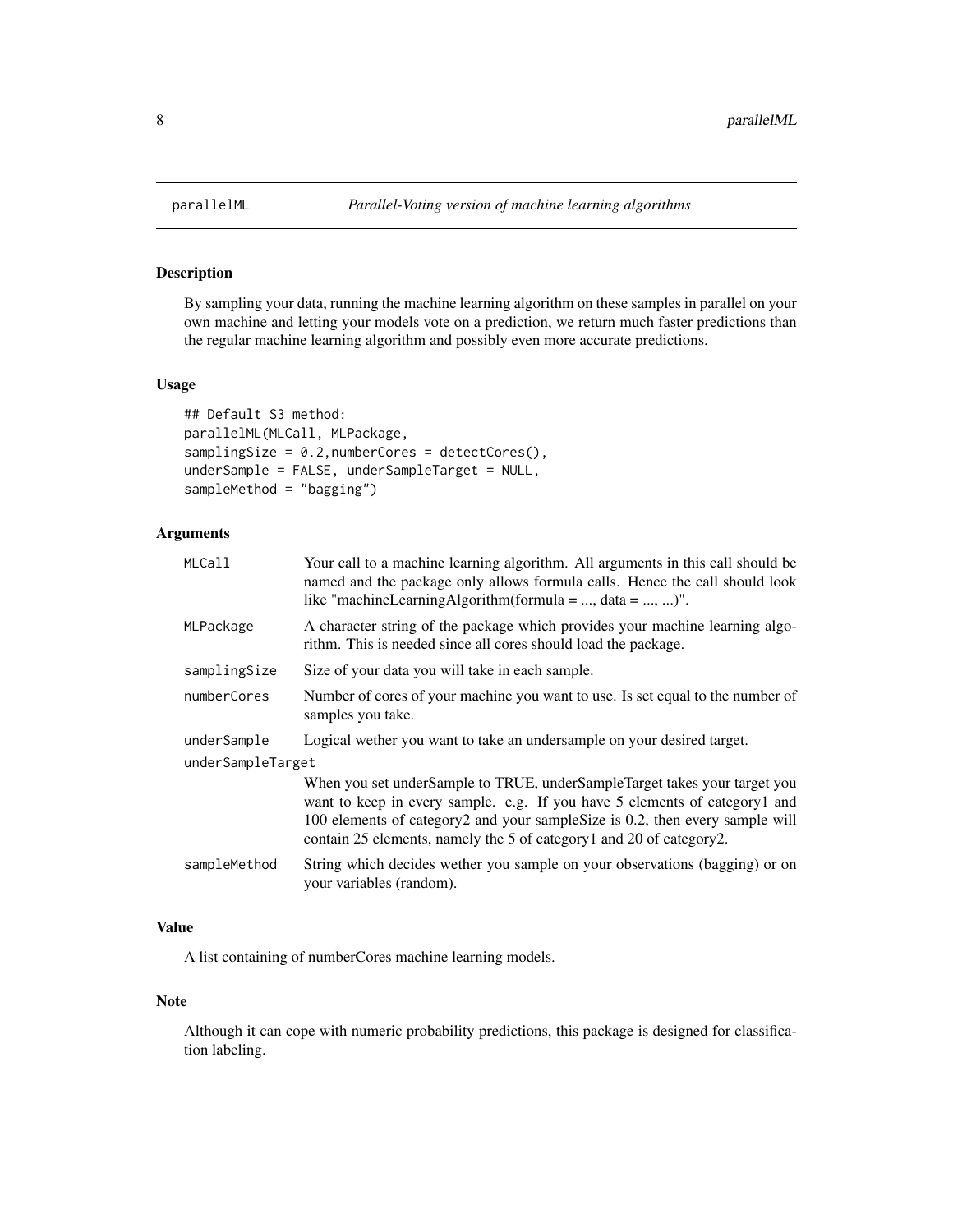## parallelML *Parallel-Voting version of machine learning algorithms*

### Description

By sampling your data, running the machine learning algorithm on these samples in parallel on your own machine and letting your models vote on a prediction, we return much faster predictions than the regular machine learning algorithm and possibly even more accurate predictions.

### Usage

```
## Default S3 method:
parallelML(MLCall, MLPackage,
samplingSize = 0.2,numberCores = detectCores(),
underSample = FALSE, underSampleTarget = NULL,
sampleMethod = "bagging")
```

### Arguments

| | |
|---|---|
| `MLCall` | Your call to a machine learning algorithm. All arguments in this call should be named and the package only allows formula calls. Hence the call should look like "machineLearningAlgorithm(formula = ..., data = ..., ...)". |
| `MLPackage` | A character string of the package which provides your machine learning algorithm. This is needed since all cores should load the package. |
| `samplingSize` | Size of your data you will take in each sample. |
| `numberCores` | Number of cores of your machine you want to use. Is set equal to the number of samples you take. |
| `underSample` | Logical wether you want to take an undersample on your desired target. |
| `underSampleTarget` | When you set underSample to TRUE, underSampleTarget takes your target you want to keep in every sample. e.g. If you have 5 elements of category1 and 100 elements of category2 and your sampleSize is 0.2, then every sample will contain 25 elements, namely the 5 of category1 and 20 of category2. |
| `sampleMethod` | String which decides wether you sample on your observations (bagging) or on your variables (random). |

### Value

A list containing of numberCores machine learning models.

### Note

Although it can cope with numeric probability predictions, this package is designed for classification labeling.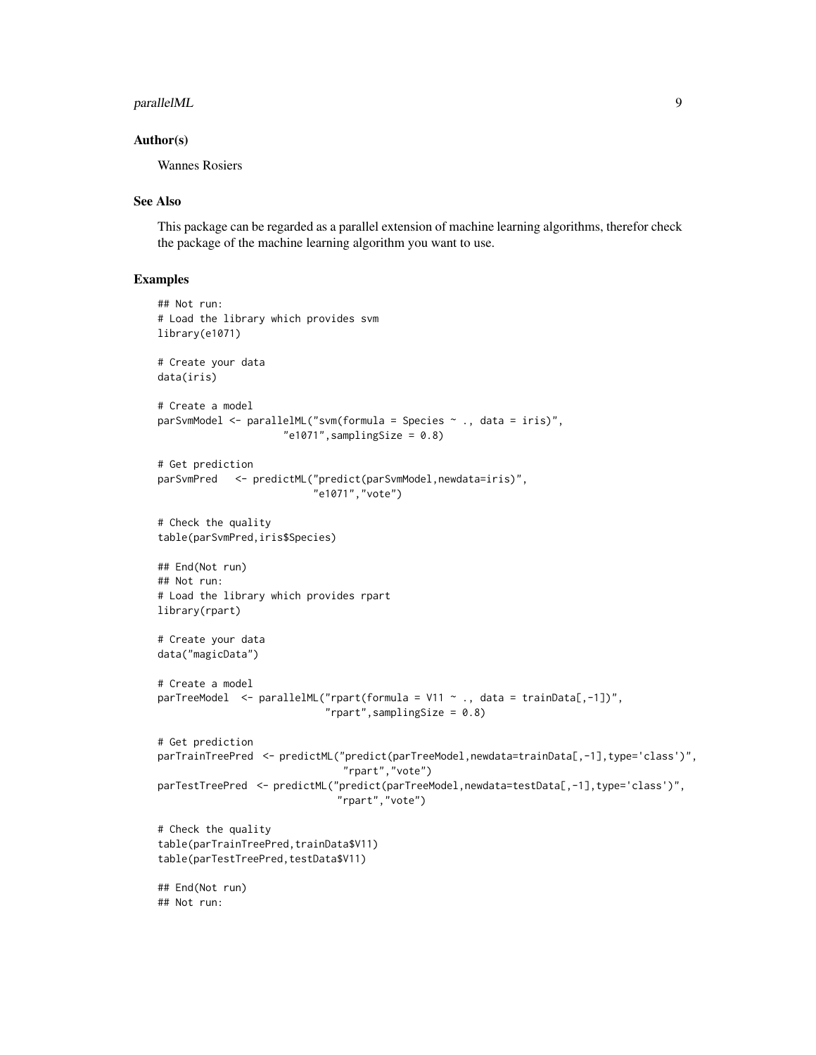## Author(s)

Wannes Rosiers

## See Also

This package can be regarded as a parallel extension of machine learning algorithms, therefor check the package of the machine learning algorithm you want to use.

## Examples

```
## Not run:
# Load the library which provides svm
library(e1071)

# Create your data
data(iris)

# Create a model
parSvmModel <- parallelML("svm(formula = Species ~ ., data = iris)",
                    "e1071",samplingSize = 0.8)

# Get prediction
parSvmPred   <- predictML("predict(parSvmModel,newdata=iris)",
                         "e1071","vote")

# Check the quality
table(parSvmPred,iris$Species)

## End(Not run)
## Not run:
# Load the library which provides rpart
library(rpart)

# Create your data
data("magicData")

# Create a model
parTreeModel  <- parallelML("rpart(formula = V11 ~ ., data = trainData[,-1])",
                           "rpart",samplingSize = 0.8)

# Get prediction
parTrainTreePred  <- predictML("predict(parTreeModel,newdata=trainData[,-1],type='class')",
                              "rpart","vote")
parTestTreePred  <- predictML("predict(parTreeModel,newdata=testData[,-1],type='class')",
                             "rpart","vote")

# Check the quality
table(parTrainTreePred,trainData$V11)
table(parTestTreePred,testData$V11)

## End(Not run)
## Not run:
```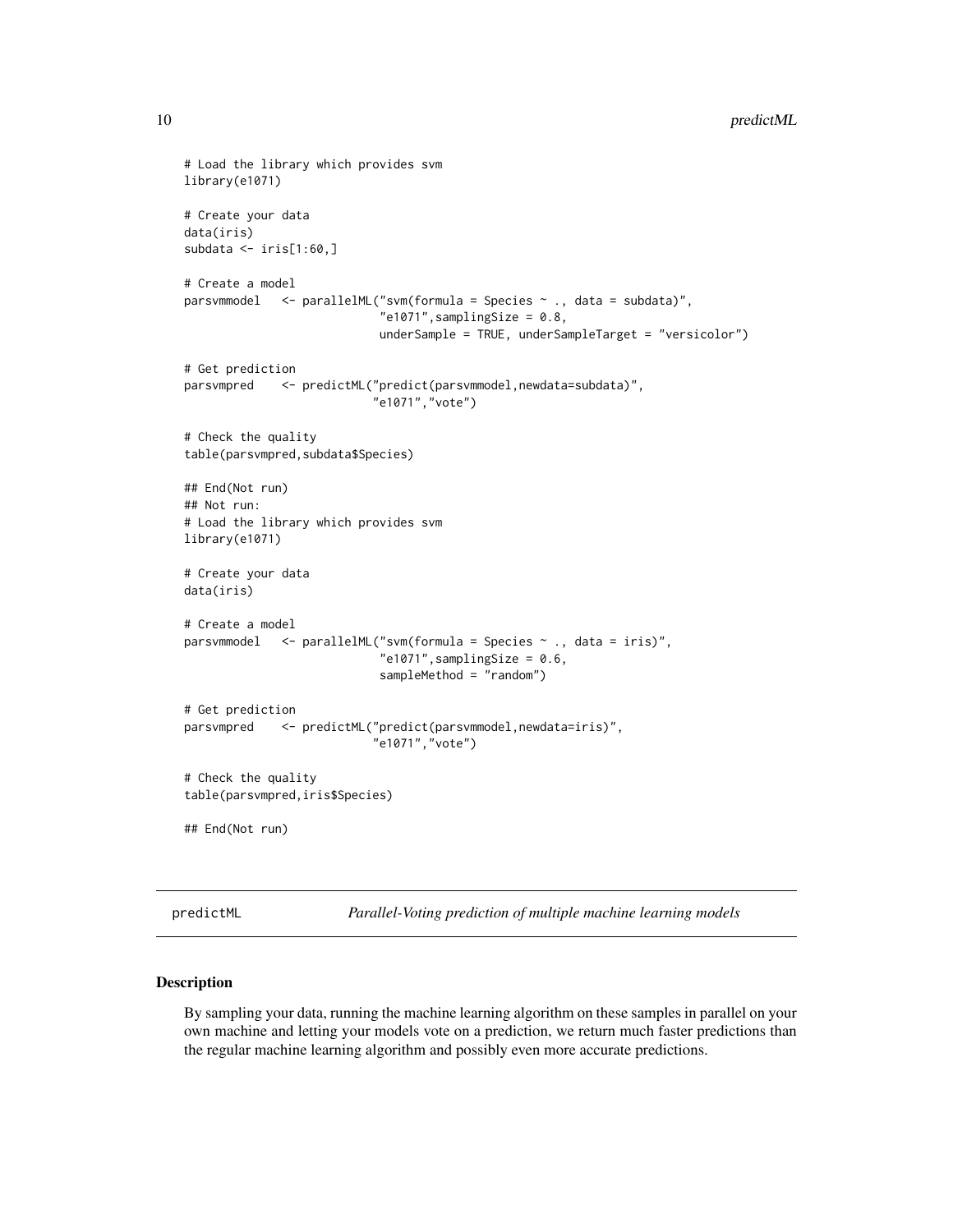```
# Load the library which provides svm
library(e1071)

# Create your data
data(iris)
subdata <- iris[1:60,]

# Create a model
parsvmmodel   <- parallelML("svm(formula = Species ~ ., data = subdata)",
                            "e1071",samplingSize = 0.8,
                            underSample = TRUE, underSampleTarget = "versicolor")

# Get prediction
parsvmpred    <- predictML("predict(parsvmmodel,newdata=subdata)",
                           "e1071","vote")

# Check the quality
table(parsvmpred,subdata$Species)

## End(Not run)
## Not run:
# Load the library which provides svm
library(e1071)

# Create your data
data(iris)

# Create a model
parsvmmodel   <- parallelML("svm(formula = Species ~ ., data = iris)",
                            "e1071",samplingSize = 0.6,
                            sampleMethod = "random")

# Get prediction
parsvmpred    <- predictML("predict(parsvmmodel,newdata=iris)",
                           "e1071","vote")

# Check the quality
table(parsvmpred,iris$Species)

## End(Not run)
```

---

predictML *Parallel-Voting prediction of multiple machine learning models*

---

### Description

By sampling your data, running the machine learning algorithm on these samples in parallel on your own machine and letting your models vote on a prediction, we return much faster predictions than the regular machine learning algorithm and possibly even more accurate predictions.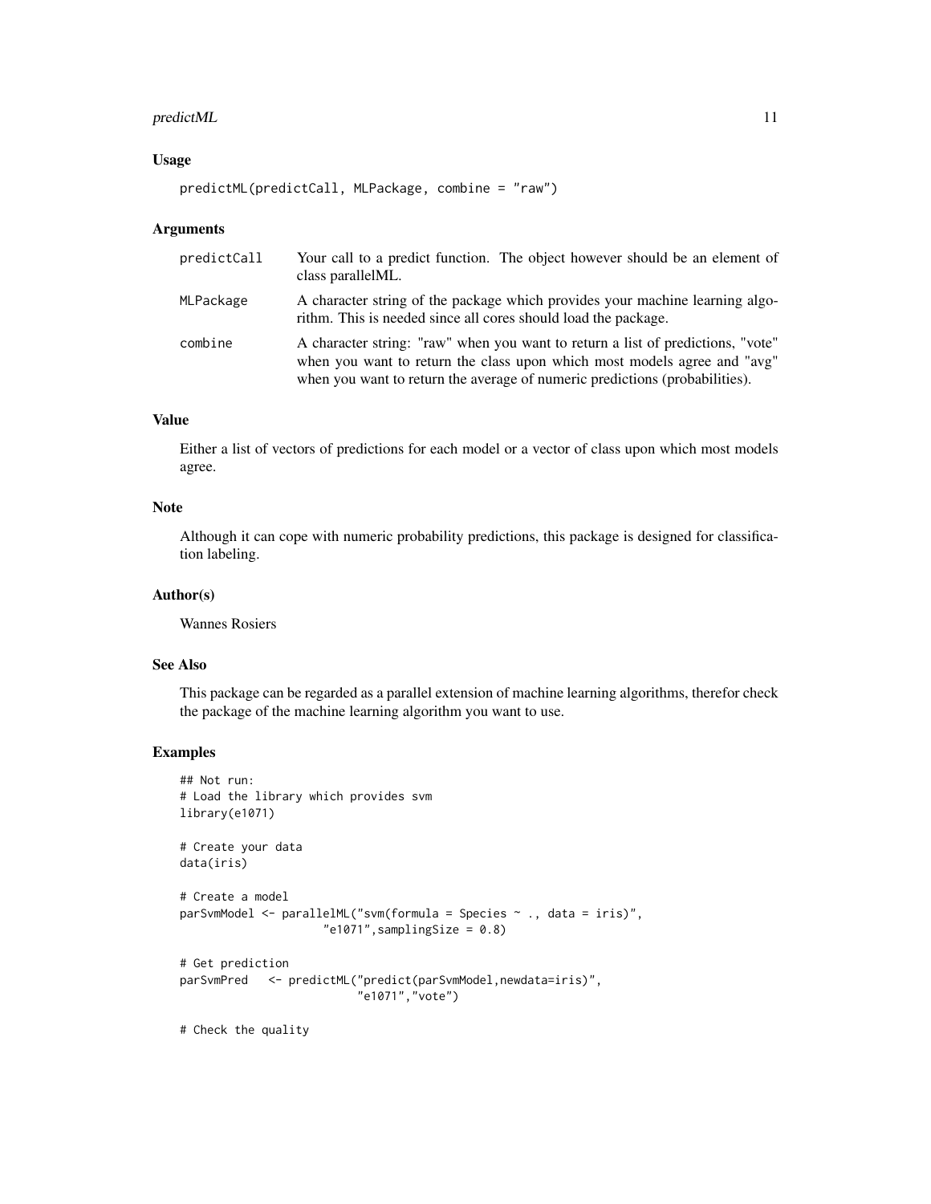### Usage

```
predictML(predictCall, MLPackage, combine = "raw")
```

### Arguments

| | |
|---|---|
| predictCall | Your call to a predict function. The object however should be an element of class parallelML. |
| MLPackage | A character string of the package which provides your machine learning algorithm. This is needed since all cores should load the package. |
| combine | A character string: "raw" when you want to return a list of predictions, "vote" when you want to return the class upon which most models agree and "avg" when you want to return the average of numeric predictions (probabilities). |

### Value

Either a list of vectors of predictions for each model or a vector of class upon which most models agree.

### Note

Although it can cope with numeric probability predictions, this package is designed for classification labeling.

### Author(s)

Wannes Rosiers

### See Also

This package can be regarded as a parallel extension of machine learning algorithms, therefor check the package of the machine learning algorithm you want to use.

### Examples

```
## Not run:
# Load the library which provides svm
library(e1071)

# Create your data
data(iris)

# Create a model
parSvmModel <- parallelML("svm(formula = Species ~ ., data = iris)",
                    "e1071",samplingSize = 0.8)

# Get prediction
parSvmPred   <- predictML("predict(parSvmModel,newdata=iris)",
                         "e1071","vote")

# Check the quality
```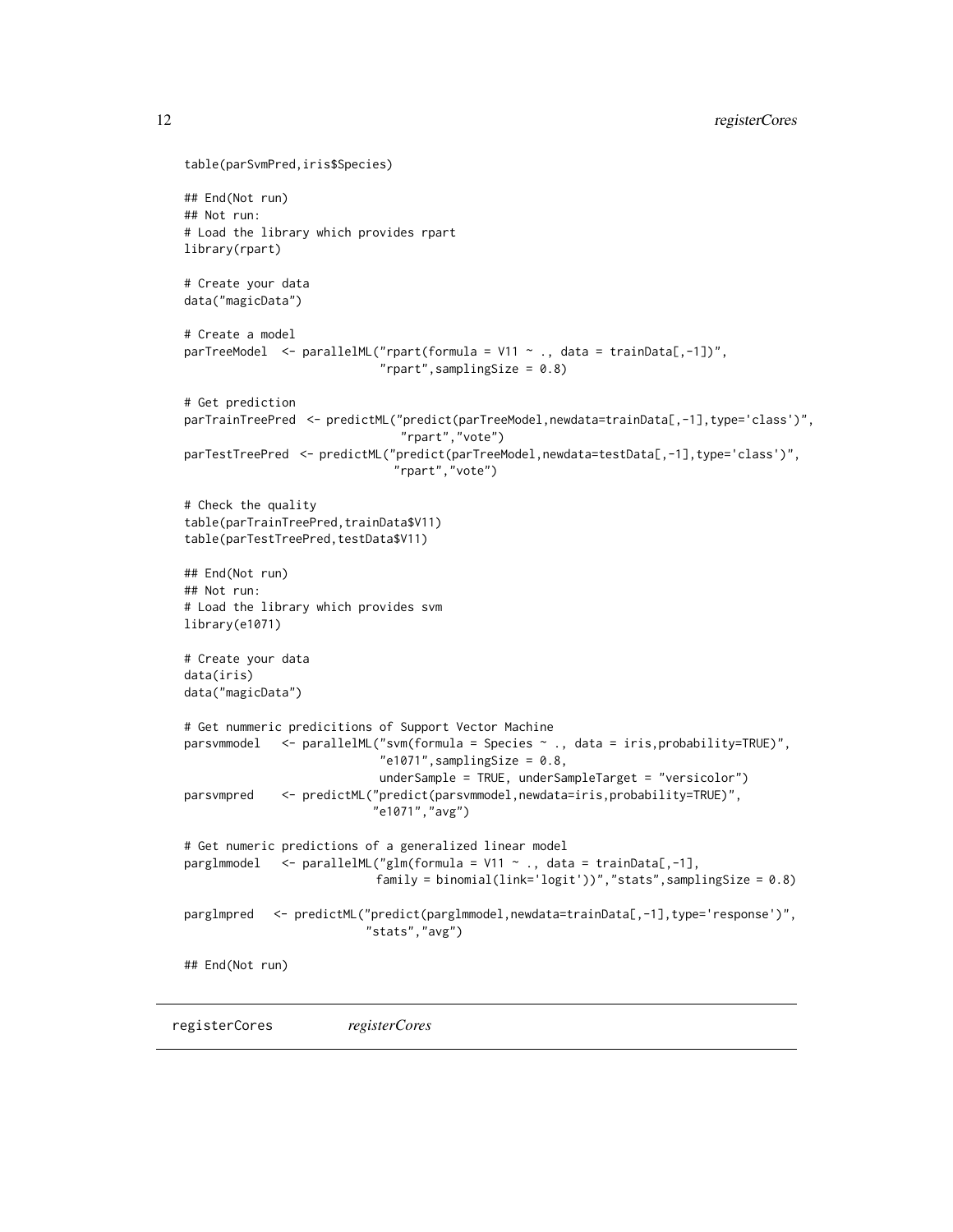```
table(parSvmPred,iris$Species)

## End(Not run)
## Not run:
# Load the library which provides rpart
library(rpart)

# Create your data
data("magicData")

# Create a model
parTreeModel  <- parallelML("rpart(formula = V11 ~ ., data = trainData[,-1])",
                            "rpart",samplingSize = 0.8)

# Get prediction
parTrainTreePred  <- predictML("predict(parTreeModel,newdata=trainData[,-1],type='class')",
                               "rpart","vote")
parTestTreePred  <- predictML("predict(parTreeModel,newdata=testData[,-1],type='class')",
                              "rpart","vote")

# Check the quality
table(parTrainTreePred,trainData$V11)
table(parTestTreePred,testData$V11)

## End(Not run)
## Not run:
# Load the library which provides svm
library(e1071)

# Create your data
data(iris)
data("magicData")

# Get nummeric predicitions of Support Vector Machine
parsvmmodel   <- parallelML("svm(formula = Species ~ ., data = iris,probability=TRUE)",
                            "e1071",samplingSize = 0.8,
                            underSample = TRUE, underSampleTarget = "versicolor")
parsvmpred    <- predictML("predict(parsvmmodel,newdata=iris,probability=TRUE)",
                           "e1071","avg")

# Get numeric predictions of a generalized linear model
parglmmodel   <- parallelML("glm(formula = V11 ~ ., data = trainData[,-1],
                            family = binomial(link='logit'))","stats",samplingSize = 0.8)

parglmpred   <- predictML("predict(parglmmodel,newdata=trainData[,-1],type='response')",
                          "stats","avg")

## End(Not run)
```

---

registerCores *registerCores*

---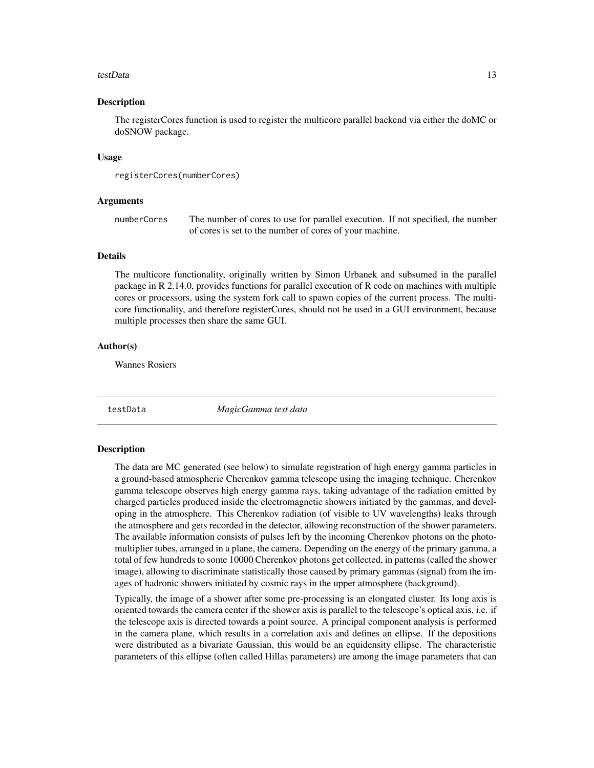### Description

The registerCores function is used to register the multicore parallel backend via either the doMC or doSNOW package.

### Usage

```
registerCores(numberCores)
```

### Arguments

| | |
|---|---|
| numberCores | The number of cores to use for parallel execution. If not specified, the number of cores is set to the number of cores of your machine. |

### Details

The multicore functionality, originally written by Simon Urbanek and subsumed in the parallel package in R 2.14.0, provides functions for parallel execution of R code on machines with multiple cores or processors, using the system fork call to spawn copies of the current process. The multicore functionality, and therefore registerCores, should not be used in a GUI environment, because multiple processes then share the same GUI.

### Author(s)

Wannes Rosiers

---

## testData *MagicGamma test data*

---

### Description

The data are MC generated (see below) to simulate registration of high energy gamma particles in a ground-based atmospheric Cherenkov gamma telescope using the imaging technique. Cherenkov gamma telescope observes high energy gamma rays, taking advantage of the radiation emitted by charged particles produced inside the electromagnetic showers initiated by the gammas, and developing in the atmosphere. This Cherenkov radiation (of visible to UV wavelengths) leaks through the atmosphere and gets recorded in the detector, allowing reconstruction of the shower parameters. The available information consists of pulses left by the incoming Cherenkov photons on the photomultiplier tubes, arranged in a plane, the camera. Depending on the energy of the primary gamma, a total of few hundreds to some 10000 Cherenkov photons get collected, in patterns (called the shower image), allowing to discriminate statistically those caused by primary gammas (signal) from the images of hadronic showers initiated by cosmic rays in the upper atmosphere (background).

Typically, the image of a shower after some pre-processing is an elongated cluster. Its long axis is oriented towards the camera center if the shower axis is parallel to the telescope's optical axis, i.e. if the telescope axis is directed towards a point source. A principal component analysis is performed in the camera plane, which results in a correlation axis and defines an ellipse. If the depositions were distributed as a bivariate Gaussian, this would be an equidensity ellipse. The characteristic parameters of this ellipse (often called Hillas parameters) are among the image parameters that can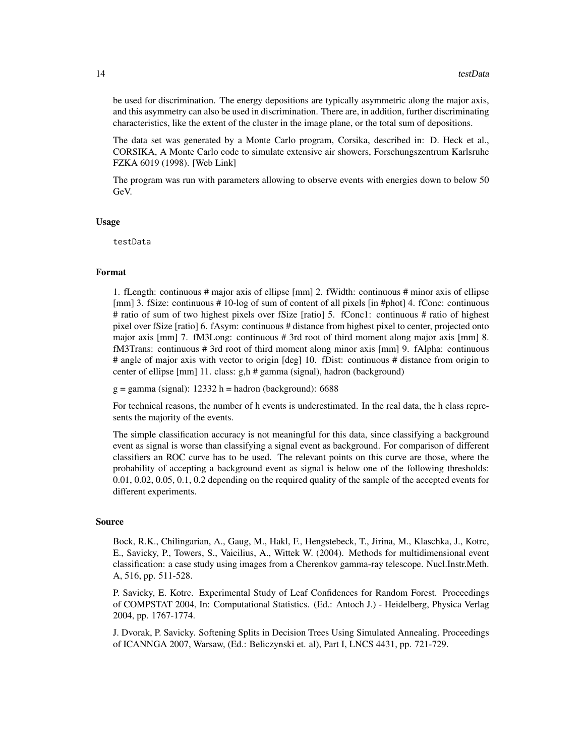be used for discrimination. The energy depositions are typically asymmetric along the major axis, and this asymmetry can also be used in discrimination. There are, in addition, further discriminating characteristics, like the extent of the cluster in the image plane, or the total sum of depositions.

The data set was generated by a Monte Carlo program, Corsika, described in: D. Heck et al., CORSIKA, A Monte Carlo code to simulate extensive air showers, Forschungszentrum Karlsruhe FZKA 6019 (1998). [Web Link]

The program was run with parameters allowing to observe events with energies down to below 50 GeV.

### Usage

```
testData
```

### Format

1. fLength: continuous # major axis of ellipse [mm] 2. fWidth: continuous # minor axis of ellipse [mm] 3. fSize: continuous # 10-log of sum of content of all pixels [in #phot] 4. fConc: continuous # ratio of sum of two highest pixels over fSize [ratio] 5. fConc1: continuous # ratio of highest pixel over fSize [ratio] 6. fAsym: continuous # distance from highest pixel to center, projected onto major axis [mm] 7. fM3Long: continuous # 3rd root of third moment along major axis [mm] 8. fM3Trans: continuous # 3rd root of third moment along minor axis [mm] 9. fAlpha: continuous # angle of major axis with vector to origin [deg] 10. fDist: continuous # distance from origin to center of ellipse [mm] 11. class: g,h # gamma (signal), hadron (background)

g = gamma (signal): 12332 h = hadron (background): 6688

For technical reasons, the number of h events is underestimated. In the real data, the h class represents the majority of the events.

The simple classification accuracy is not meaningful for this data, since classifying a background event as signal is worse than classifying a signal event as background. For comparison of different classifiers an ROC curve has to be used. The relevant points on this curve are those, where the probability of accepting a background event as signal is below one of the following thresholds: 0.01, 0.02, 0.05, 0.1, 0.2 depending on the required quality of the sample of the accepted events for different experiments.

### Source

Bock, R.K., Chilingarian, A., Gaug, M., Hakl, F., Hengstebeck, T., Jirina, M., Klaschka, J., Kotrc, E., Savicky, P., Towers, S., Vaicilius, A., Wittek W. (2004). Methods for multidimensional event classification: a case study using images from a Cherenkov gamma-ray telescope. Nucl.Instr.Meth. A, 516, pp. 511-528.

P. Savicky, E. Kotrc. Experimental Study of Leaf Confidences for Random Forest. Proceedings of COMPSTAT 2004, In: Computational Statistics. (Ed.: Antoch J.) - Heidelberg, Physica Verlag 2004, pp. 1767-1774.

J. Dvorak, P. Savicky. Softening Splits in Decision Trees Using Simulated Annealing. Proceedings of ICANNGA 2007, Warsaw, (Ed.: Beliczynski et. al), Part I, LNCS 4431, pp. 721-729.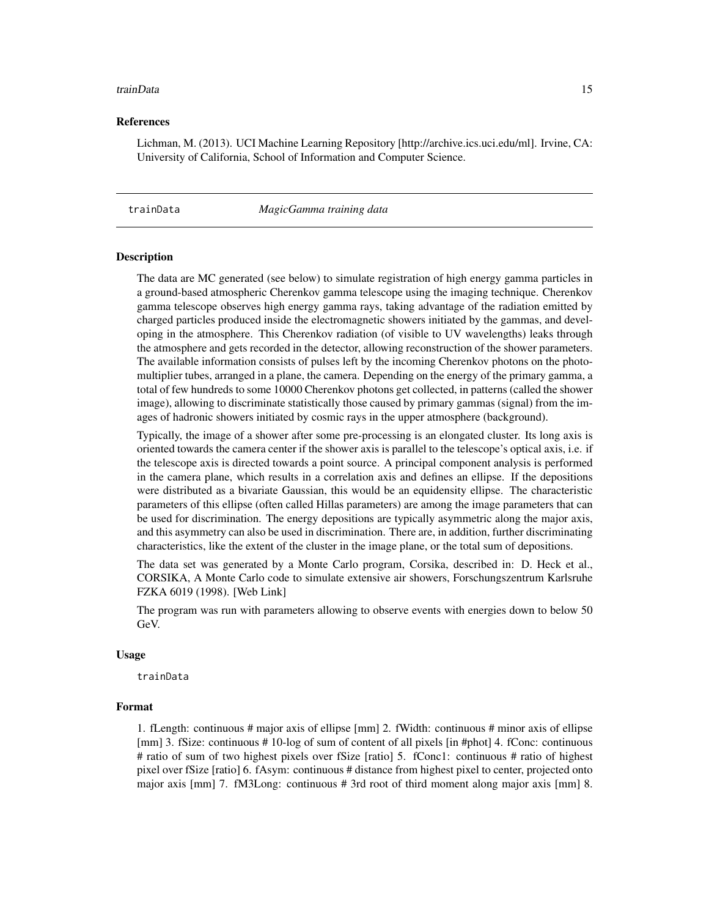## References

Lichman, M. (2013). UCI Machine Learning Repository [http://archive.ics.uci.edu/ml]. Irvine, CA: University of California, School of Information and Computer Science.

---

# trainData — *MagicGamma training data*

---

## Description

The data are MC generated (see below) to simulate registration of high energy gamma particles in a ground-based atmospheric Cherenkov gamma telescope using the imaging technique. Cherenkov gamma telescope observes high energy gamma rays, taking advantage of the radiation emitted by charged particles produced inside the electromagnetic showers initiated by the gammas, and developing in the atmosphere. This Cherenkov radiation (of visible to UV wavelengths) leaks through the atmosphere and gets recorded in the detector, allowing reconstruction of the shower parameters. The available information consists of pulses left by the incoming Cherenkov photons on the photomultiplier tubes, arranged in a plane, the camera. Depending on the energy of the primary gamma, a total of few hundreds to some 10000 Cherenkov photons get collected, in patterns (called the shower image), allowing to discriminate statistically those caused by primary gammas (signal) from the images of hadronic showers initiated by cosmic rays in the upper atmosphere (background).

Typically, the image of a shower after some pre-processing is an elongated cluster. Its long axis is oriented towards the camera center if the shower axis is parallel to the telescope's optical axis, i.e. if the telescope axis is directed towards a point source. A principal component analysis is performed in the camera plane, which results in a correlation axis and defines an ellipse. If the depositions were distributed as a bivariate Gaussian, this would be an equidensity ellipse. The characteristic parameters of this ellipse (often called Hillas parameters) are among the image parameters that can be used for discrimination. The energy depositions are typically asymmetric along the major axis, and this asymmetry can also be used in discrimination. There are, in addition, further discriminating characteristics, like the extent of the cluster in the image plane, or the total sum of depositions.

The data set was generated by a Monte Carlo program, Corsika, described in: D. Heck et al., CORSIKA, A Monte Carlo code to simulate extensive air showers, Forschungszentrum Karlsruhe FZKA 6019 (1998). [Web Link]

The program was run with parameters allowing to observe events with energies down to below 50 GeV.

## Usage

```
trainData
```

## Format

1. fLength: continuous # major axis of ellipse [mm] 2. fWidth: continuous # minor axis of ellipse [mm] 3. fSize: continuous # 10-log of sum of content of all pixels [in #phot] 4. fConc: continuous # ratio of sum of two highest pixels over fSize [ratio] 5. fConc1: continuous # ratio of highest pixel over fSize [ratio] 6. fAsym: continuous # distance from highest pixel to center, projected onto major axis [mm] 7. fM3Long: continuous # 3rd root of third moment along major axis [mm] 8.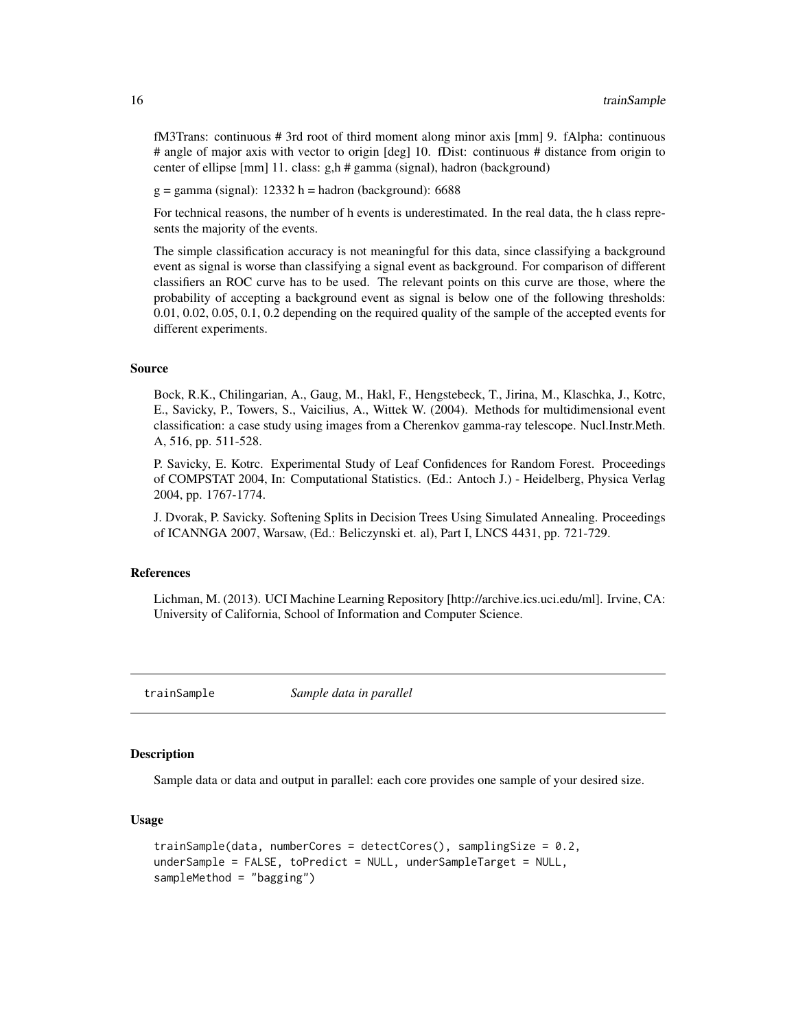fM3Trans: continuous # 3rd root of third moment along minor axis [mm] 9. fAlpha: continuous # angle of major axis with vector to origin [deg] 10. fDist: continuous # distance from origin to center of ellipse [mm] 11. class: g,h # gamma (signal), hadron (background)

g = gamma (signal): 12332 h = hadron (background): 6688

For technical reasons, the number of h events is underestimated. In the real data, the h class represents the majority of the events.

The simple classification accuracy is not meaningful for this data, since classifying a background event as signal is worse than classifying a signal event as background. For comparison of different classifiers an ROC curve has to be used. The relevant points on this curve are those, where the probability of accepting a background event as signal is below one of the following thresholds: 0.01, 0.02, 0.05, 0.1, 0.2 depending on the required quality of the sample of the accepted events for different experiments.

#### Source

Bock, R.K., Chilingarian, A., Gaug, M., Hakl, F., Hengstebeck, T., Jirina, M., Klaschka, J., Kotrc, E., Savicky, P., Towers, S., Vaicilius, A., Wittek W. (2004). Methods for multidimensional event classification: a case study using images from a Cherenkov gamma-ray telescope. Nucl.Instr.Meth. A, 516, pp. 511-528.

P. Savicky, E. Kotrc. Experimental Study of Leaf Confidences for Random Forest. Proceedings of COMPSTAT 2004, In: Computational Statistics. (Ed.: Antoch J.) - Heidelberg, Physica Verlag 2004, pp. 1767-1774.

J. Dvorak, P. Savicky. Softening Splits in Decision Trees Using Simulated Annealing. Proceedings of ICANNGA 2007, Warsaw, (Ed.: Beliczynski et. al), Part I, LNCS 4431, pp. 721-729.

#### References

Lichman, M. (2013). UCI Machine Learning Repository [http://archive.ics.uci.edu/ml]. Irvine, CA: University of California, School of Information and Computer Science.

## trainSample — *Sample data in parallel*

#### Description

Sample data or data and output in parallel: each core provides one sample of your desired size.

#### Usage

```
trainSample(data, numberCores = detectCores(), samplingSize = 0.2,
underSample = FALSE, toPredict = NULL, underSampleTarget = NULL,
sampleMethod = "bagging")
```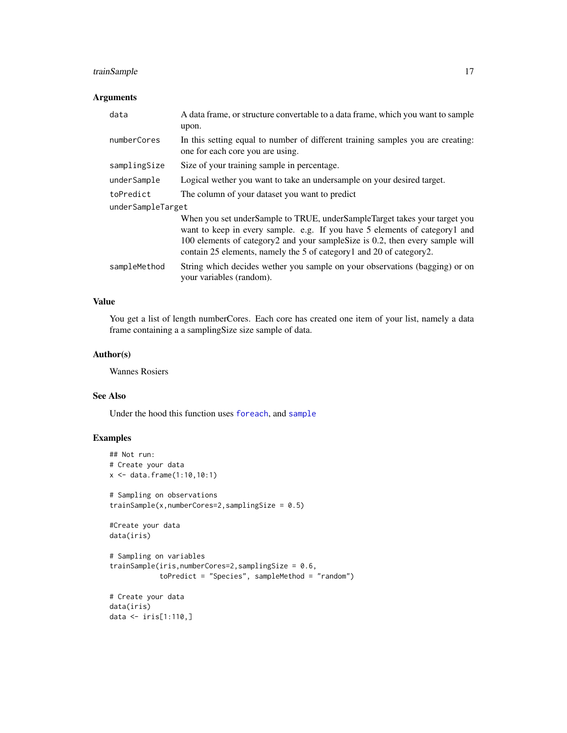### Arguments

| | |
|---|---|
| `data` | A data frame, or structure convertable to a data frame, which you want to sample upon. |
| `numberCores` | In this setting equal to number of different training samples you are creating: one for each core you are using. |
| `samplingSize` | Size of your training sample in percentage. |
| `underSample` | Logical wether you want to take an undersample on your desired target. |
| `toPredict` | The column of your dataset you want to predict |
| `underSampleTarget` | When you set underSample to TRUE, underSampleTarget takes your target you want to keep in every sample. e.g. If you have 5 elements of category1 and 100 elements of category2 and your sampleSize is 0.2, then every sample will contain 25 elements, namely the 5 of category1 and 20 of category2. |
| `sampleMethod` | String which decides wether you sample on your observations (bagging) or on your variables (random). |

### Value

You get a list of length numberCores. Each core has created one item of your list, namely a data frame containing a a samplingSize size sample of data.

### Author(s)

Wannes Rosiers

### See Also

Under the hood this function uses `foreach`, and `sample`

### Examples

```
## Not run:
# Create your data
x <- data.frame(1:10,10:1)

# Sampling on observations
trainSample(x,numberCores=2,samplingSize = 0.5)

#Create your data
data(iris)

# Sampling on variables
trainSample(iris,numberCores=2,samplingSize = 0.6,
            toPredict = "Species", sampleMethod = "random")

# Create your data
data(iris)
data <- iris[1:110,]
```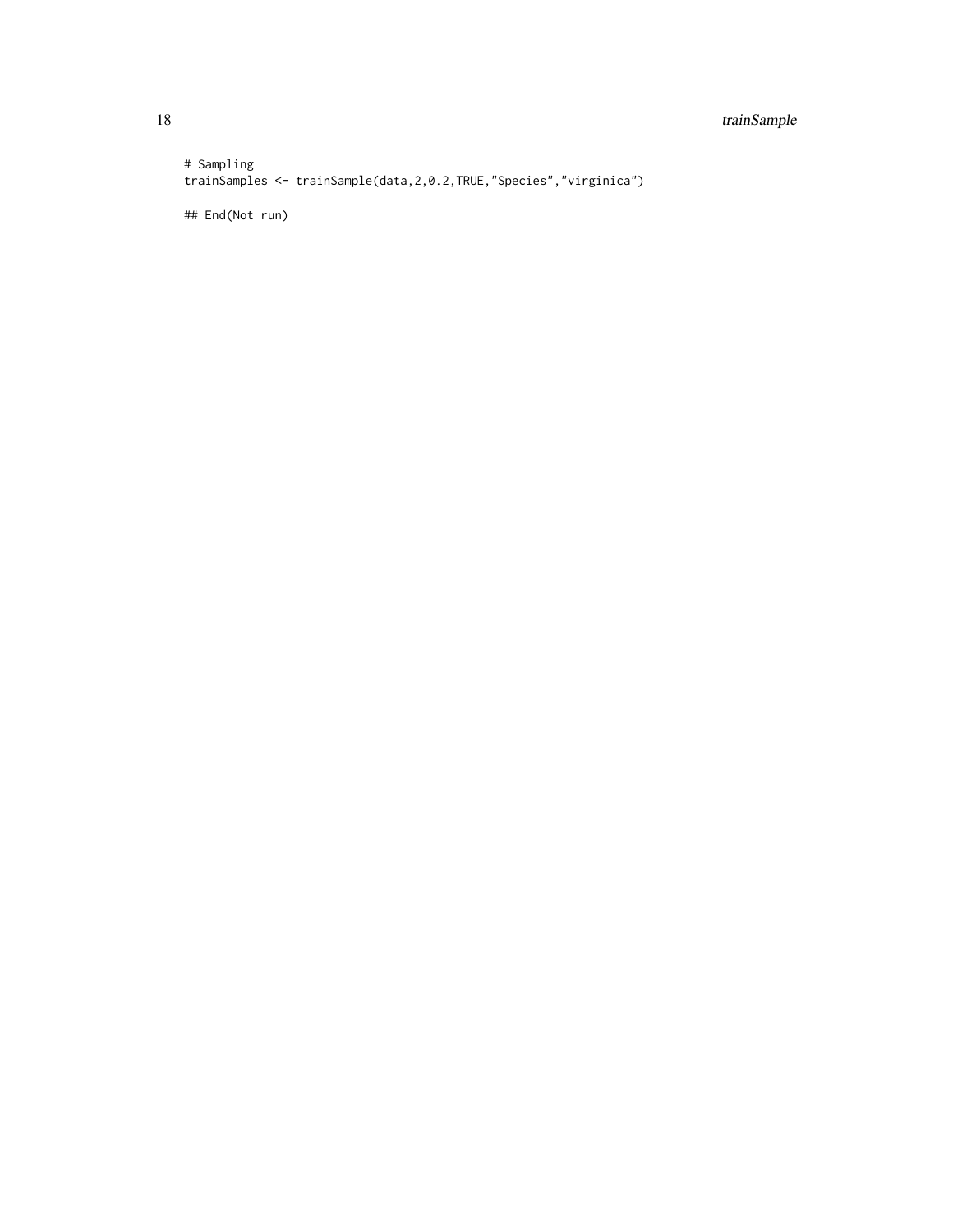```
# Sampling
trainSamples <- trainSample(data,2,0.2,TRUE,"Species","virginica")

## End(Not run)
```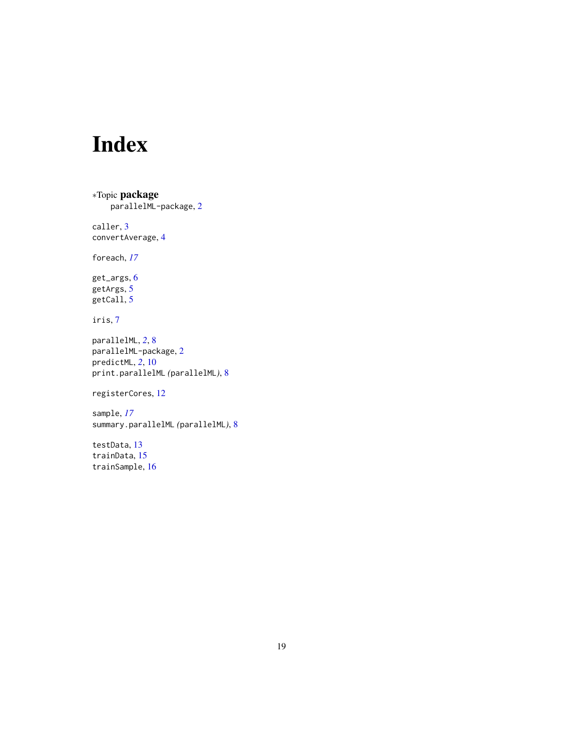# Index

*Topic **package**
    parallelML-package, 2

caller, 3
convertAverage, 4

foreach, *17*

get_args, 6
getArgs, 5
getCall, 5

iris, 7

parallelML, *2*, 8
parallelML-package, 2
predictML, *2*, 10
print.parallelML *(*parallelML*)*, 8

registerCores, 12

sample, *17*
summary.parallelML *(*parallelML*)*, 8

testData, 13
trainData, 15
trainSample, 16